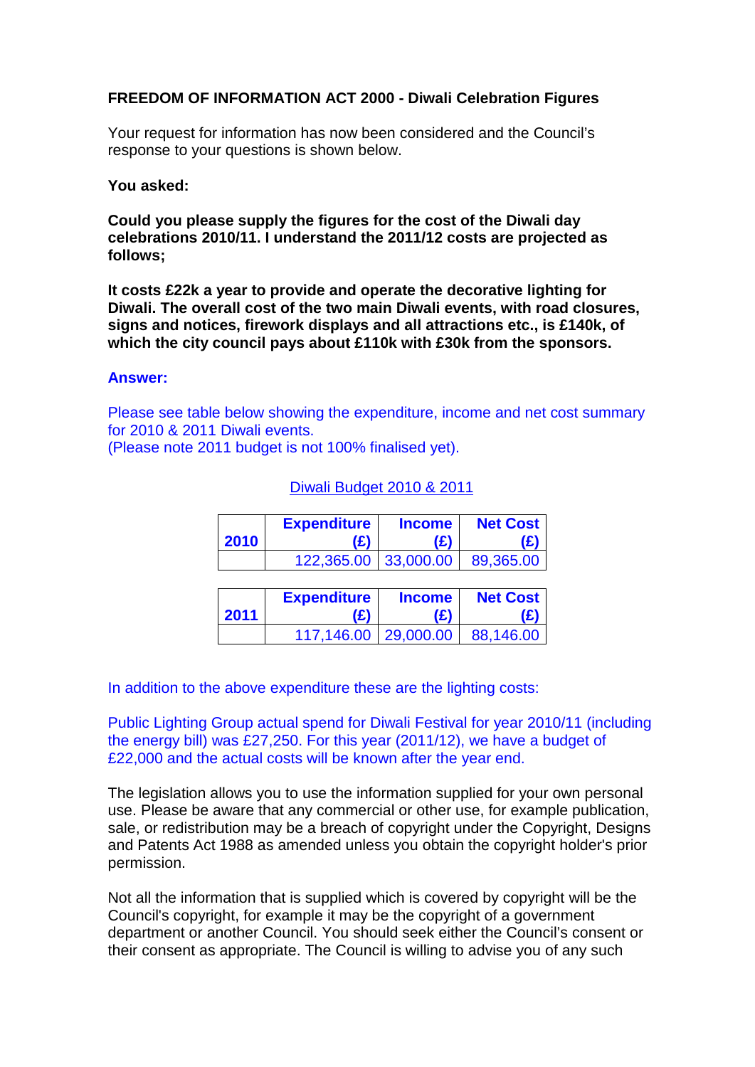**FREEDOM OF INFORMATION ACT 2000 - Diwali Celebration Figures**

Your request for information has now been considered and the Council's response to your questions is shown below.

**You asked:**

**Could you please supply the figures for the cost of the Diwali day celebrations 2010/11. I understand the 2011/12 costs are projected as follows;**

**It costs £22k a year to provide and operate the decorative lighting for Diwali. The overall cost of the two main Diwali events, with road closures, signs and notices, firework displays and all attractions etc., is £140k, of which the city council pays about £110k with £30k from the sponsors.**

**Answer:**

Please see table below showing the expenditure, income and net cost summary for 2010 & 2011 Diwali events.
(Please note 2011 budget is not 100% finalised yet).

Diwali Budget 2010 & 2011

| 2010 | Expenditure (£) | Income (£) | Net Cost (£) |
|---|---|---|---|
| | 122,365.00 | 33,000.00 | 89,365.00 |

| 2011 | Expenditure (£) | Income (£) | Net Cost (£) |
|---|---|---|---|
| | 117,146.00 | 29,000.00 | 88,146.00 |

In addition to the above expenditure these are the lighting costs:

Public Lighting Group actual spend for Diwali Festival for year 2010/11 (including the energy bill) was £27,250. For this year (2011/12), we have a budget of £22,000 and the actual costs will be known after the year end.

The legislation allows you to use the information supplied for your own personal use. Please be aware that any commercial or other use, for example publication, sale, or redistribution may be a breach of copyright under the Copyright, Designs and Patents Act 1988 as amended unless you obtain the copyright holder's prior permission.

Not all the information that is supplied which is covered by copyright will be the Council's copyright, for example it may be the copyright of a government department or another Council. You should seek either the Council's consent or their consent as appropriate. The Council is willing to advise you of any such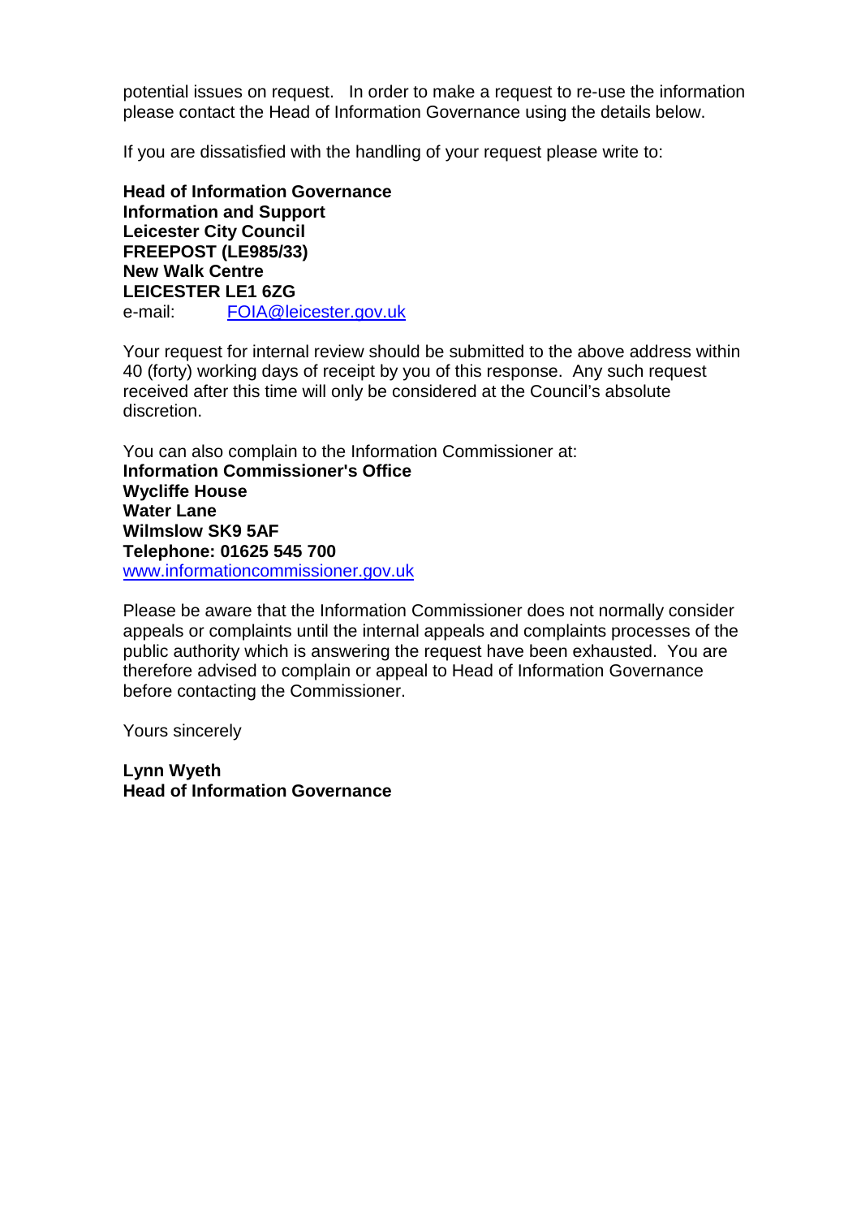potential issues on request. In order to make a request to re-use the information please contact the Head of Information Governance using the details below.

If you are dissatisfied with the handling of your request please write to:

**Head of Information Governance**
**Information and Support**
**Leicester City Council**
**FREEPOST (LE985/33)**
**New Walk Centre**
**LEICESTER LE1 6ZG**
e-mail: FOIA@leicester.gov.uk

Your request for internal review should be submitted to the above address within 40 (forty) working days of receipt by you of this response. Any such request received after this time will only be considered at the Council's absolute discretion.

You can also complain to the Information Commissioner at:
**Information Commissioner's Office**
**Wycliffe House**
**Water Lane**
**Wilmslow SK9 5AF**
**Telephone: 01625 545 700**
www.informationcommissioner.gov.uk

Please be aware that the Information Commissioner does not normally consider appeals or complaints until the internal appeals and complaints processes of the public authority which is answering the request have been exhausted. You are therefore advised to complain or appeal to Head of Information Governance before contacting the Commissioner.

Yours sincerely

**Lynn Wyeth**
**Head of Information Governance**